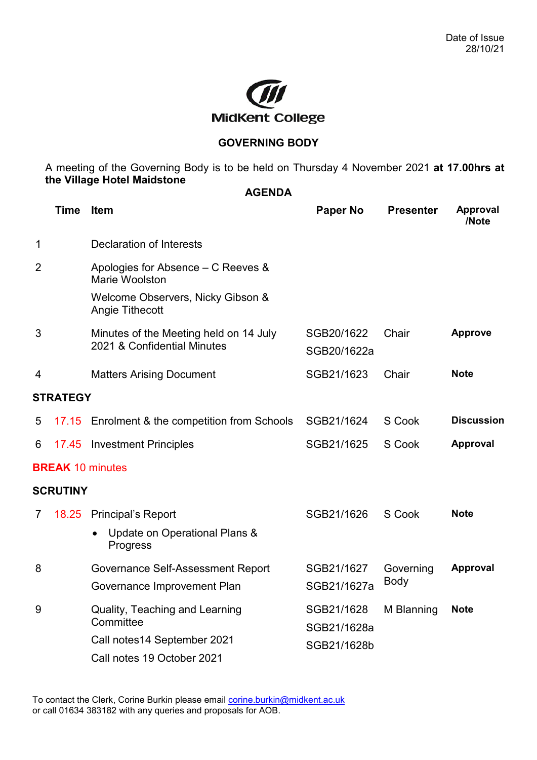Date of Issue
28/10/21

MidKent College

## GOVERNING BODY

A meeting of the Governing Body is to be held on Thursday 4 November 2021 **at 17.00hrs at the Village Hotel Maidstone**

### AGENDA

| | Time | Item | Paper No | Presenter | Approval /Note |
|---|---|---|---|---|---|
| 1 | | Declaration of Interests | | | |
| 2 | | Apologies for Absence – C Reeves & Marie Woolston<br><br>Welcome Observers, Nicky Gibson & Angie Tithecott | | | |
| 3 | | Minutes of the Meeting held on 14 July 2021 & Confidential Minutes | SGB20/1622<br>SGB20/1622a | Chair | **Approve** |
| 4 | | Matters Arising Document | SGB21/1623 | Chair | **Note** |
| **STRATEGY** | | | | | |
| 5 | 17.15 | Enrolment & the competition from Schools | SGB21/1624 | S Cook | **Discussion** |
| 6 | 17.45 | Investment Principles | SGB21/1625 | S Cook | **Approval** |
| **BREAK** 10 minutes | | | | | |
| **SCRUTINY** | | | | | |
| 7 | 18.25 | Principal's Report<br>• Update on Operational Plans & Progress | SGB21/1626 | S Cook | **Note** |
| 8 | | Governance Self-Assessment Report<br>Governance Improvement Plan | SGB21/1627<br>SGB21/1627a | Governing Body | **Approval** |
| 9 | | Quality, Teaching and Learning Committee<br>Call notes14 September 2021<br>Call notes 19 October 2021 | SGB21/1628<br>SGB21/1628a<br>SGB21/1628b | M Blanning | **Note** |

To contact the Clerk, Corine Burkin please email corine.burkin@midkent.ac.uk or call 01634 383182 with any queries and proposals for AOB.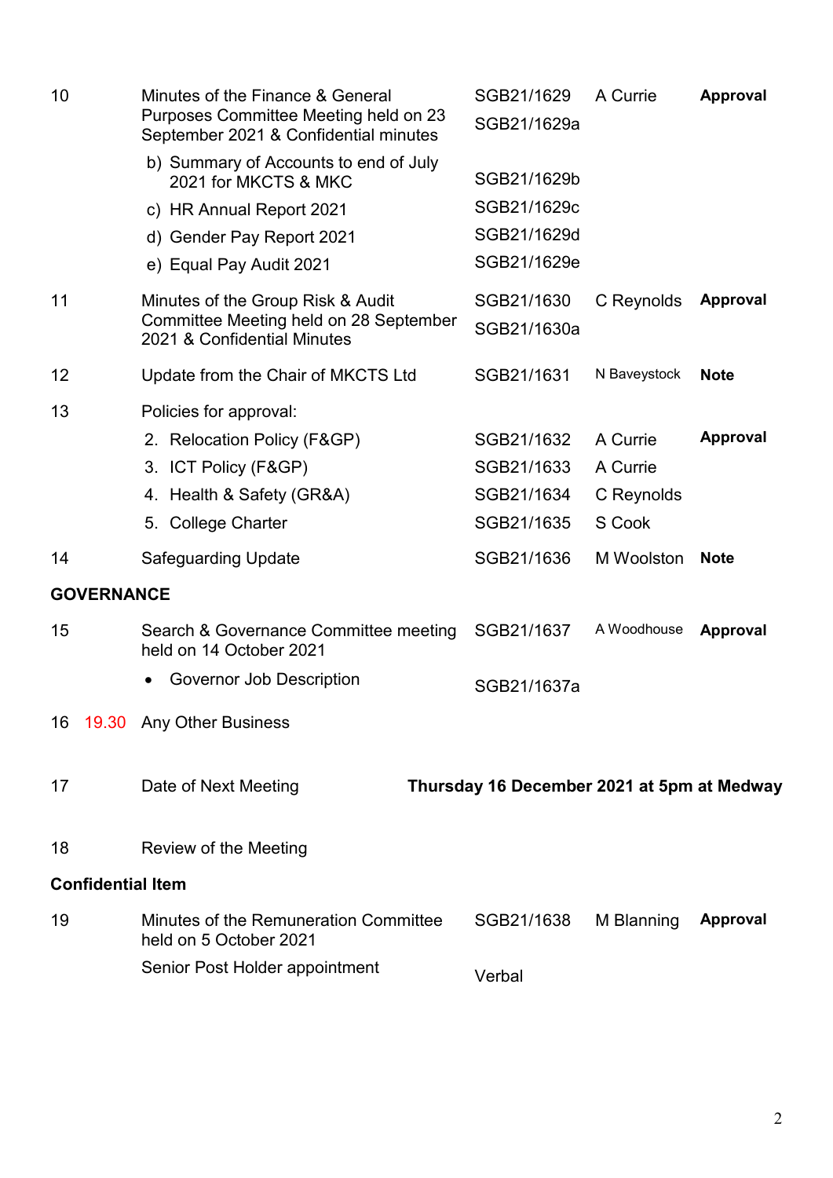| | | | | | |
|---|---|---|---|---|---|
| 10 | | Minutes of the Finance & General Purposes Committee Meeting held on 23 September 2021 & Confidential minutes | SGB21/1629<br>SGB21/1629a | A Currie | **Approval** |
| | | b) Summary of Accounts to end of July 2021 for MKCTS & MKC | SGB21/1629b | | |
| | | c) HR Annual Report 2021 | SGB21/1629c | | |
| | | d) Gender Pay Report 2021 | SGB21/1629d | | |
| | | e) Equal Pay Audit 2021 | SGB21/1629e | | |
| 11 | | Minutes of the Group Risk & Audit Committee Meeting held on 28 September 2021 & Confidential Minutes | SGB21/1630<br>SGB21/1630a | C Reynolds | **Approval** |
| 12 | | Update from the Chair of MKCTS Ltd | SGB21/1631 | N Baveystock | **Note** |
| 13 | | Policies for approval: | | | |
| | | 2. Relocation Policy (F&GP) | SGB21/1632 | A Currie | **Approval** |
| | | 3. ICT Policy (F&GP) | SGB21/1633 | A Currie | |
| | | 4. Health & Safety (GR&A) | SGB21/1634 | C Reynolds | |
| | | 5. College Charter | SGB21/1635 | S Cook | |
| 14 | | Safeguarding Update | SGB21/1636 | M Woolston | **Note** |
| **GOVERNANCE** | | | | | |
| 15 | | Search & Governance Committee meeting held on 14 October 2021 | SGB21/1637 | A Woodhouse | **Approval** |
| | | • Governor Job Description | SGB21/1637a | | |
| 16 | 19.30 | Any Other Business | | | |
| 17 | | Date of Next Meeting | **Thursday 16 December 2021 at 5pm at Medway** | | |
| 18 | | Review of the Meeting | | | |
| **Confidential Item** | | | | | |
| 19 | | Minutes of the Remuneration Committee held on 5 October 2021 | SGB21/1638 | M Blanning | **Approval** |
| | | Senior Post Holder appointment | Verbal | | |